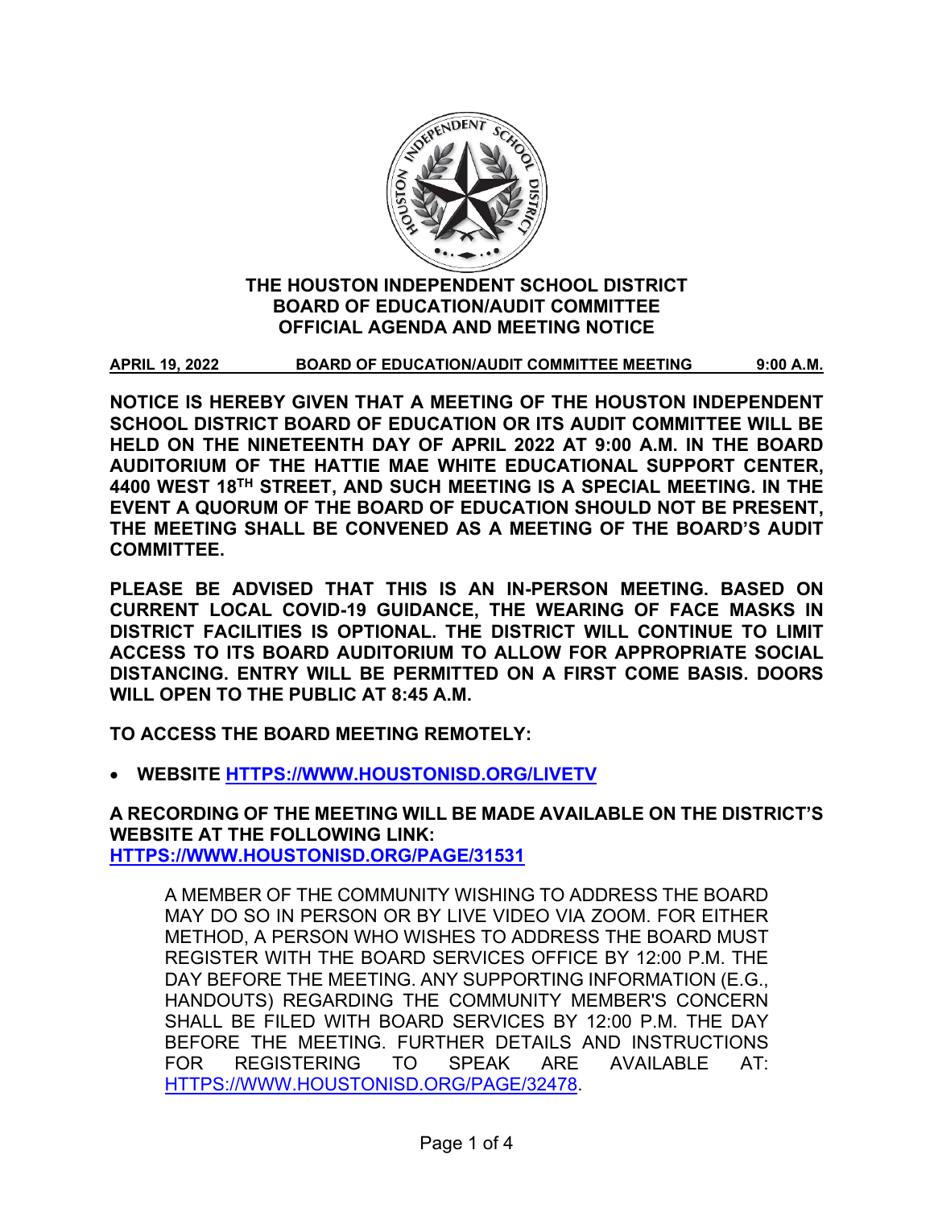# THE HOUSTON INDEPENDENT SCHOOL DISTRICT
## BOARD OF EDUCATION/AUDIT COMMITTEE
## OFFICIAL AGENDA AND MEETING NOTICE

**APRIL 19, 2022 BOARD OF EDUCATION/AUDIT COMMITTEE MEETING 9:00 A.M.**

**NOTICE IS HEREBY GIVEN THAT A MEETING OF THE HOUSTON INDEPENDENT SCHOOL DISTRICT BOARD OF EDUCATION OR ITS AUDIT COMMITTEE WILL BE HELD ON THE NINETEENTH DAY OF APRIL 2022 AT 9:00 A.M. IN THE BOARD AUDITORIUM OF THE HATTIE MAE WHITE EDUCATIONAL SUPPORT CENTER, 4400 WEST 18TH STREET, AND SUCH MEETING IS A SPECIAL MEETING. IN THE EVENT A QUORUM OF THE BOARD OF EDUCATION SHOULD NOT BE PRESENT, THE MEETING SHALL BE CONVENED AS A MEETING OF THE BOARD'S AUDIT COMMITTEE.**

**PLEASE BE ADVISED THAT THIS IS AN IN-PERSON MEETING. BASED ON CURRENT LOCAL COVID-19 GUIDANCE, THE WEARING OF FACE MASKS IN DISTRICT FACILITIES IS OPTIONAL. THE DISTRICT WILL CONTINUE TO LIMIT ACCESS TO ITS BOARD AUDITORIUM TO ALLOW FOR APPROPRIATE SOCIAL DISTANCING. ENTRY WILL BE PERMITTED ON A FIRST COME BASIS. DOORS WILL OPEN TO THE PUBLIC AT 8:45 A.M.**

**TO ACCESS THE BOARD MEETING REMOTELY:**

- **WEBSITE [HTTPS://WWW.HOUSTONISD.ORG/LIVETV](HTTPS://WWW.HOUSTONISD.ORG/LIVETV)**

**A RECORDING OF THE MEETING WILL BE MADE AVAILABLE ON THE DISTRICT'S WEBSITE AT THE FOLLOWING LINK: [HTTPS://WWW.HOUSTONISD.ORG/PAGE/31531](HTTPS://WWW.HOUSTONISD.ORG/PAGE/31531)**

> A MEMBER OF THE COMMUNITY WISHING TO ADDRESS THE BOARD MAY DO SO IN PERSON OR BY LIVE VIDEO VIA ZOOM. FOR EITHER METHOD, A PERSON WHO WISHES TO ADDRESS THE BOARD MUST REGISTER WITH THE BOARD SERVICES OFFICE BY 12:00 P.M. THE DAY BEFORE THE MEETING. ANY SUPPORTING INFORMATION (E.G., HANDOUTS) REGARDING THE COMMUNITY MEMBER'S CONCERN SHALL BE FILED WITH BOARD SERVICES BY 12:00 P.M. THE DAY BEFORE THE MEETING. FURTHER DETAILS AND INSTRUCTIONS FOR REGISTERING TO SPEAK ARE AVAILABLE AT: [HTTPS://WWW.HOUSTONISD.ORG/PAGE/32478](HTTPS://WWW.HOUSTONISD.ORG/PAGE/32478).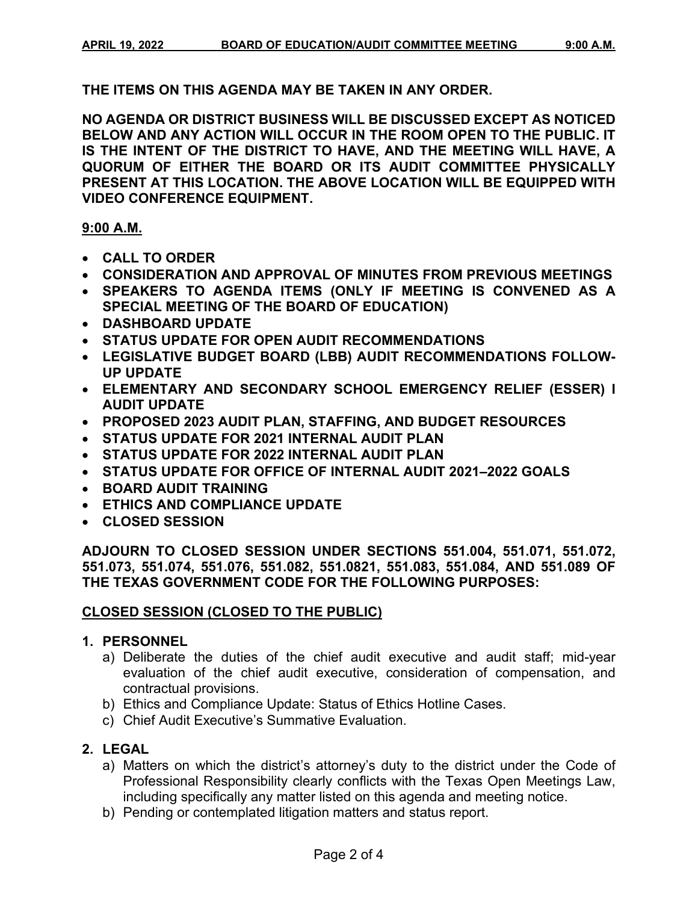**THE ITEMS ON THIS AGENDA MAY BE TAKEN IN ANY ORDER.**

**NO AGENDA OR DISTRICT BUSINESS WILL BE DISCUSSED EXCEPT AS NOTICED BELOW AND ANY ACTION WILL OCCUR IN THE ROOM OPEN TO THE PUBLIC. IT IS THE INTENT OF THE DISTRICT TO HAVE, AND THE MEETING WILL HAVE, A QUORUM OF EITHER THE BOARD OR ITS AUDIT COMMITTEE PHYSICALLY PRESENT AT THIS LOCATION. THE ABOVE LOCATION WILL BE EQUIPPED WITH VIDEO CONFERENCE EQUIPMENT.**

**9:00 A.M.**

- **CALL TO ORDER**
- **CONSIDERATION AND APPROVAL OF MINUTES FROM PREVIOUS MEETINGS**
- **SPEAKERS TO AGENDA ITEMS (ONLY IF MEETING IS CONVENED AS A SPECIAL MEETING OF THE BOARD OF EDUCATION)**
- **DASHBOARD UPDATE**
- **STATUS UPDATE FOR OPEN AUDIT RECOMMENDATIONS**
- **LEGISLATIVE BUDGET BOARD (LBB) AUDIT RECOMMENDATIONS FOLLOW-UP UPDATE**
- **ELEMENTARY AND SECONDARY SCHOOL EMERGENCY RELIEF (ESSER) I AUDIT UPDATE**
- **PROPOSED 2023 AUDIT PLAN, STAFFING, AND BUDGET RESOURCES**
- **STATUS UPDATE FOR 2021 INTERNAL AUDIT PLAN**
- **STATUS UPDATE FOR 2022 INTERNAL AUDIT PLAN**
- **STATUS UPDATE FOR OFFICE OF INTERNAL AUDIT 2021–2022 GOALS**
- **BOARD AUDIT TRAINING**
- **ETHICS AND COMPLIANCE UPDATE**
- **CLOSED SESSION**

**ADJOURN TO CLOSED SESSION UNDER SECTIONS 551.004, 551.071, 551.072, 551.073, 551.074, 551.076, 551.082, 551.0821, 551.083, 551.084, AND 551.089 OF THE TEXAS GOVERNMENT CODE FOR THE FOLLOWING PURPOSES:**

**CLOSED SESSION (CLOSED TO THE PUBLIC)**

**1. PERSONNEL**

a) Deliberate the duties of the chief audit executive and audit staff; mid-year evaluation of the chief audit executive, consideration of compensation, and contractual provisions.

b) Ethics and Compliance Update: Status of Ethics Hotline Cases.

c) Chief Audit Executive's Summative Evaluation.

**2. LEGAL**

a) Matters on which the district's attorney's duty to the district under the Code of Professional Responsibility clearly conflicts with the Texas Open Meetings Law, including specifically any matter listed on this agenda and meeting notice.

b) Pending or contemplated litigation matters and status report.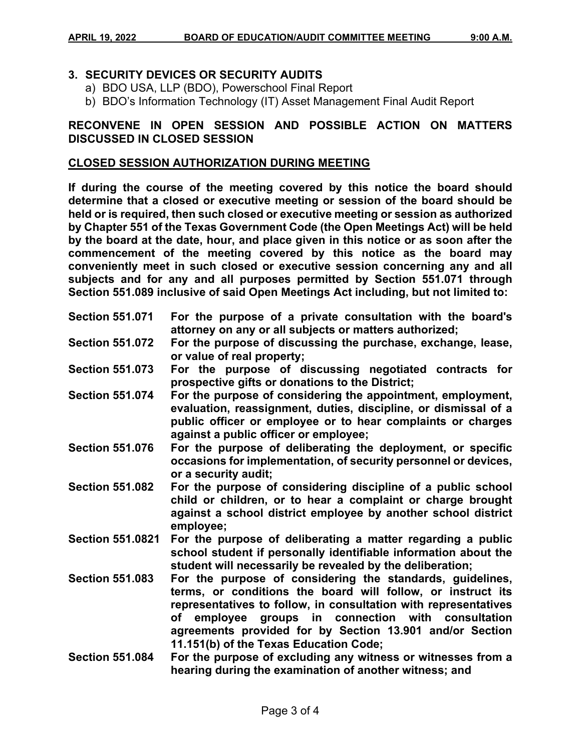**3. SECURITY DEVICES OR SECURITY AUDITS**

a) BDO USA, LLP (BDO), Powerschool Final Report
b) BDO's Information Technology (IT) Asset Management Final Audit Report

**RECONVENE IN OPEN SESSION AND POSSIBLE ACTION ON MATTERS DISCUSSED IN CLOSED SESSION**

**CLOSED SESSION AUTHORIZATION DURING MEETING**

**If during the course of the meeting covered by this notice the board should determine that a closed or executive meeting or session of the board should be held or is required, then such closed or executive meeting or session as authorized by Chapter 551 of the Texas Government Code (the Open Meetings Act) will be held by the board at the date, hour, and place given in this notice or as soon after the commencement of the meeting covered by this notice as the board may conveniently meet in such closed or executive session concerning any and all subjects and for any and all purposes permitted by Section 551.071 through Section 551.089 inclusive of said Open Meetings Act including, but not limited to:**

**Section 551.071** **For the purpose of a private consultation with the board's attorney on any or all subjects or matters authorized;**

**Section 551.072** **For the purpose of discussing the purchase, exchange, lease, or value of real property;**

**Section 551.073** **For the purpose of discussing negotiated contracts for prospective gifts or donations to the District;**

**Section 551.074** **For the purpose of considering the appointment, employment, evaluation, reassignment, duties, discipline, or dismissal of a public officer or employee or to hear complaints or charges against a public officer or employee;**

**Section 551.076** **For the purpose of deliberating the deployment, or specific occasions for implementation, of security personnel or devices, or a security audit;**

**Section 551.082** **For the purpose of considering discipline of a public school child or children, or to hear a complaint or charge brought against a school district employee by another school district employee;**

**Section 551.0821** **For the purpose of deliberating a matter regarding a public school student if personally identifiable information about the student will necessarily be revealed by the deliberation;**

**Section 551.083** **For the purpose of considering the standards, guidelines, terms, or conditions the board will follow, or instruct its representatives to follow, in consultation with representatives of employee groups in connection with consultation agreements provided for by Section 13.901 and/or Section 11.151(b) of the Texas Education Code;**

**Section 551.084** **For the purpose of excluding any witness or witnesses from a hearing during the examination of another witness; and**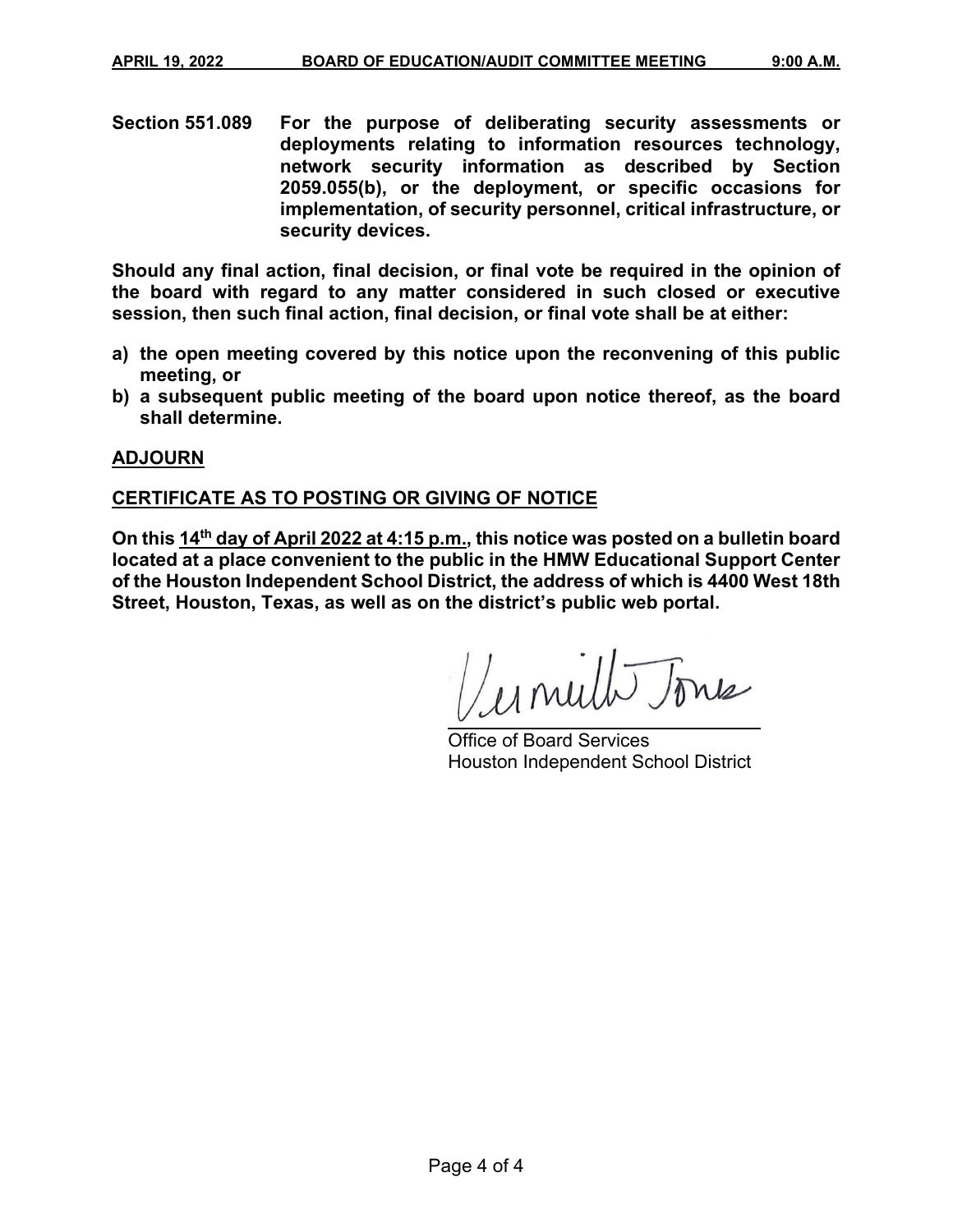**Section 551.089** **For the purpose of deliberating security assessments or deployments relating to information resources technology, network security information as described by Section 2059.055(b), or the deployment, or specific occasions for implementation, of security personnel, critical infrastructure, or security devices.**

**Should any final action, final decision, or final vote be required in the opinion of the board with regard to any matter considered in such closed or executive session, then such final action, final decision, or final vote shall be at either:**

**a) the open meeting covered by this notice upon the reconvening of this public meeting, or**
**b) a subsequent public meeting of the board upon notice thereof, as the board shall determine.**

## ADJOURN

## CERTIFICATE AS TO POSTING OR GIVING OF NOTICE

**On this 14th day of April 2022 at 4:15 p.m., this notice was posted on a bulletin board located at a place convenient to the public in the HMW Educational Support Center of the Houston Independent School District, the address of which is 4400 West 18th Street, Houston, Texas, as well as on the district's public web portal.**

Vermill Jones

Office of Board Services
Houston Independent School District